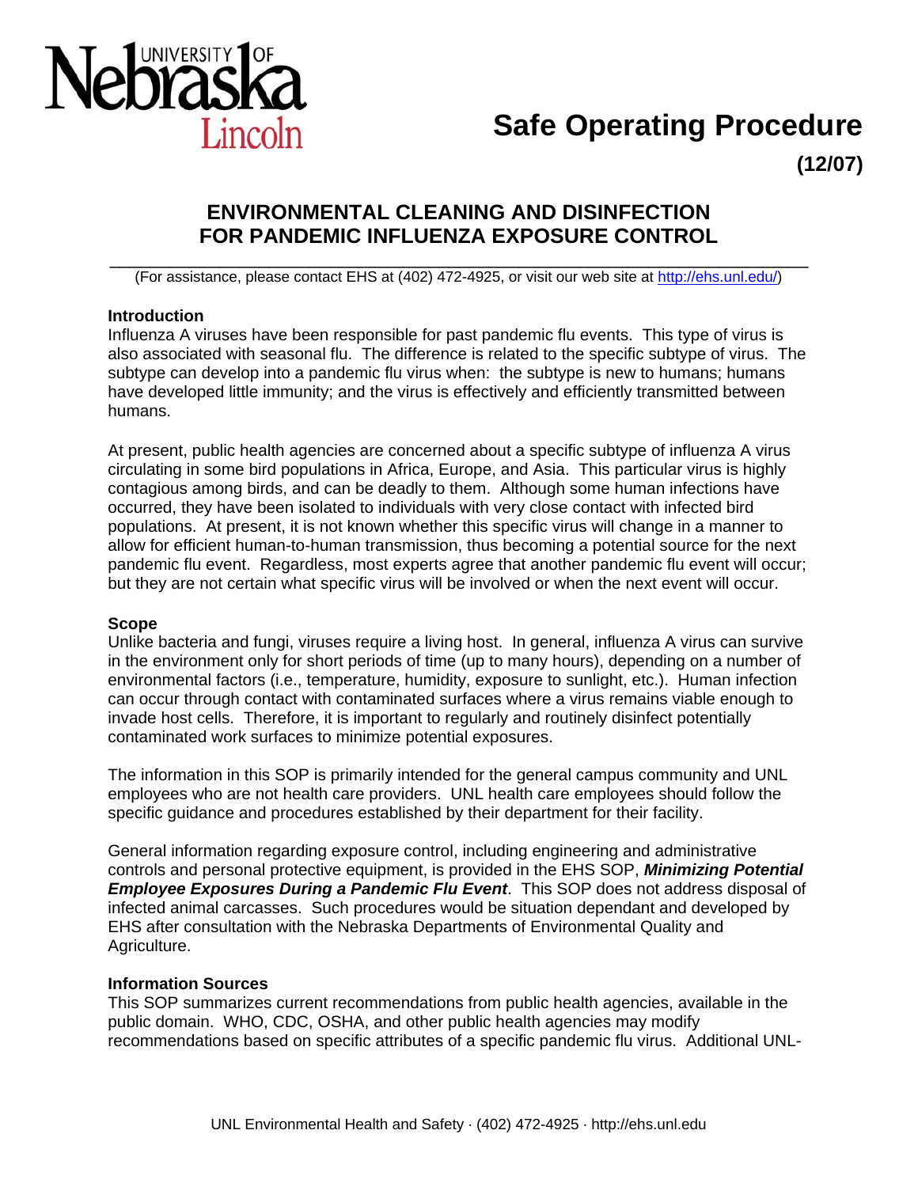# Safe Operating Procedure

**(12/07)**

## ENVIRONMENTAL CLEANING AND DISINFECTION FOR PANDEMIC INFLUENZA EXPOSURE CONTROL

(For assistance, please contact EHS at (402) 472-4925, or visit our web site at http://ehs.unl.edu/)

### Introduction

Influenza A viruses have been responsible for past pandemic flu events. This type of virus is also associated with seasonal flu. The difference is related to the specific subtype of virus. The subtype can develop into a pandemic flu virus when: the subtype is new to humans; humans have developed little immunity; and the virus is effectively and efficiently transmitted between humans.

At present, public health agencies are concerned about a specific subtype of influenza A virus circulating in some bird populations in Africa, Europe, and Asia. This particular virus is highly contagious among birds, and can be deadly to them. Although some human infections have occurred, they have been isolated to individuals with very close contact with infected bird populations. At present, it is not known whether this specific virus will change in a manner to allow for efficient human-to-human transmission, thus becoming a potential source for the next pandemic flu event. Regardless, most experts agree that another pandemic flu event will occur; but they are not certain what specific virus will be involved or when the next event will occur.

### Scope

Unlike bacteria and fungi, viruses require a living host. In general, influenza A virus can survive in the environment only for short periods of time (up to many hours), depending on a number of environmental factors (i.e., temperature, humidity, exposure to sunlight, etc.). Human infection can occur through contact with contaminated surfaces where a virus remains viable enough to invade host cells. Therefore, it is important to regularly and routinely disinfect potentially contaminated work surfaces to minimize potential exposures.

The information in this SOP is primarily intended for the general campus community and UNL employees who are not health care providers. UNL health care employees should follow the specific guidance and procedures established by their department for their facility.

General information regarding exposure control, including engineering and administrative controls and personal protective equipment, is provided in the EHS SOP, ***Minimizing Potential Employee Exposures During a Pandemic Flu Event***. This SOP does not address disposal of infected animal carcasses. Such procedures would be situation dependant and developed by EHS after consultation with the Nebraska Departments of Environmental Quality and Agriculture.

### Information Sources

This SOP summarizes current recommendations from public health agencies, available in the public domain. WHO, CDC, OSHA, and other public health agencies may modify recommendations based on specific attributes of a specific pandemic flu virus. Additional UNL-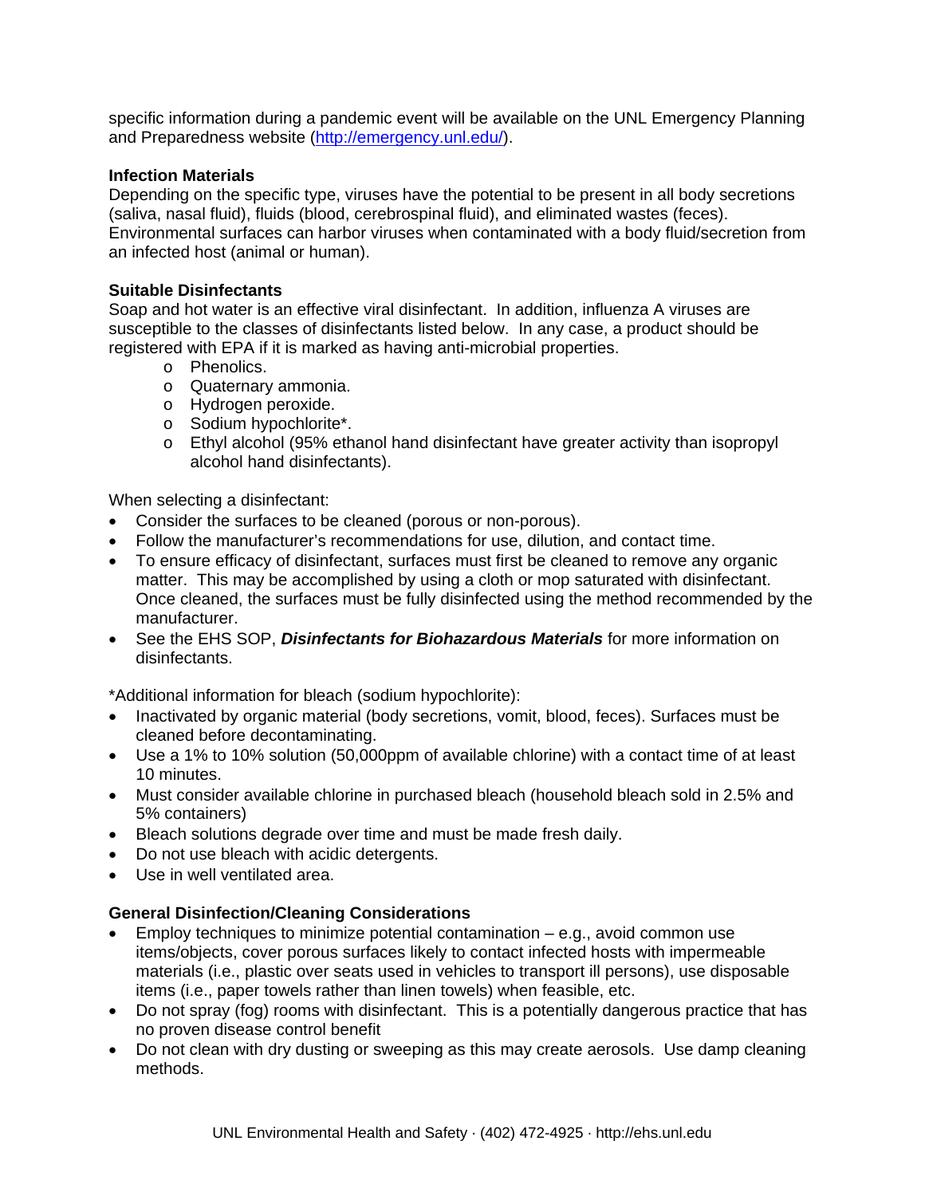specific information during a pandemic event will be available on the UNL Emergency Planning and Preparedness website ([http://emergency.unl.edu/](http://emergency.unl.edu/)).

**Infection Materials**

Depending on the specific type, viruses have the potential to be present in all body secretions (saliva, nasal fluid), fluids (blood, cerebrospinal fluid), and eliminated wastes (feces). Environmental surfaces can harbor viruses when contaminated with a body fluid/secretion from an infected host (animal or human).

**Suitable Disinfectants**

Soap and hot water is an effective viral disinfectant. In addition, influenza A viruses are susceptible to the classes of disinfectants listed below. In any case, a product should be registered with EPA if it is marked as having anti-microbial properties.

- Phenolics.
- Quaternary ammonia.
- Hydrogen peroxide.
- Sodium hypochlorite*.
- Ethyl alcohol (95% ethanol hand disinfectant have greater activity than isopropyl alcohol hand disinfectants).

When selecting a disinfectant:

- Consider the surfaces to be cleaned (porous or non-porous).
- Follow the manufacturer's recommendations for use, dilution, and contact time.
- To ensure efficacy of disinfectant, surfaces must first be cleaned to remove any organic matter. This may be accomplished by using a cloth or mop saturated with disinfectant. Once cleaned, the surfaces must be fully disinfected using the method recommended by the manufacturer.
- See the EHS SOP, ***Disinfectants for Biohazardous Materials*** for more information on disinfectants.

*Additional information for bleach (sodium hypochlorite):

- Inactivated by organic material (body secretions, vomit, blood, feces). Surfaces must be cleaned before decontaminating.
- Use a 1% to 10% solution (50,000ppm of available chlorine) with a contact time of at least 10 minutes.
- Must consider available chlorine in purchased bleach (household bleach sold in 2.5% and 5% containers)
- Bleach solutions degrade over time and must be made fresh daily.
- Do not use bleach with acidic detergents.
- Use in well ventilated area.

**General Disinfection/Cleaning Considerations**

- Employ techniques to minimize potential contamination – e.g., avoid common use items/objects, cover porous surfaces likely to contact infected hosts with impermeable materials (i.e., plastic over seats used in vehicles to transport ill persons), use disposable items (i.e., paper towels rather than linen towels) when feasible, etc.
- Do not spray (fog) rooms with disinfectant. This is a potentially dangerous practice that has no proven disease control benefit
- Do not clean with dry dusting or sweeping as this may create aerosols. Use damp cleaning methods.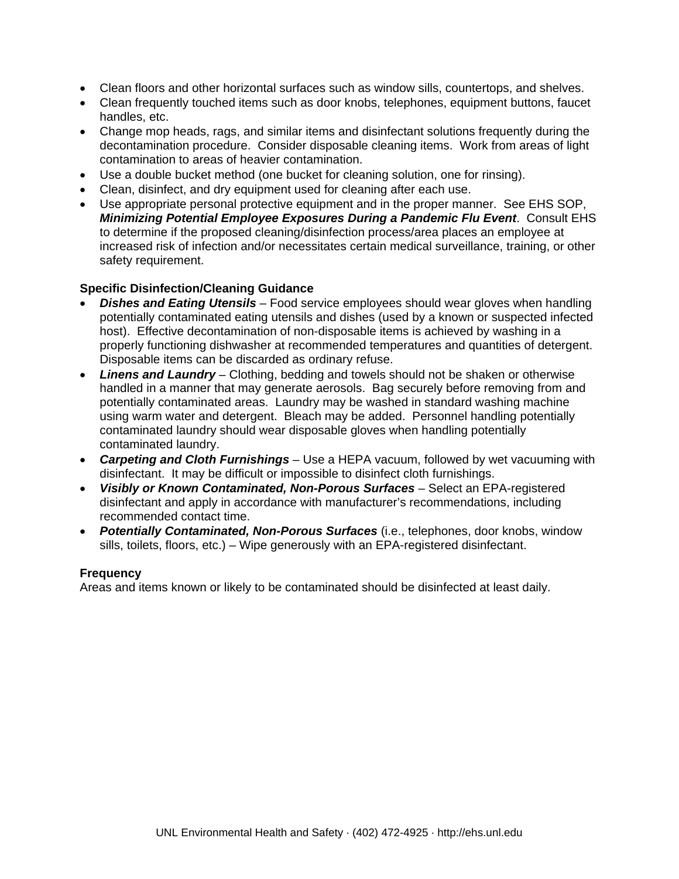- Clean floors and other horizontal surfaces such as window sills, countertops, and shelves.
- Clean frequently touched items such as door knobs, telephones, equipment buttons, faucet handles, etc.
- Change mop heads, rags, and similar items and disinfectant solutions frequently during the decontamination procedure. Consider disposable cleaning items. Work from areas of light contamination to areas of heavier contamination.
- Use a double bucket method (one bucket for cleaning solution, one for rinsing).
- Clean, disinfect, and dry equipment used for cleaning after each use.
- Use appropriate personal protective equipment and in the proper manner. See EHS SOP, ***Minimizing Potential Employee Exposures During a Pandemic Flu Event***. Consult EHS to determine if the proposed cleaning/disinfection process/area places an employee at increased risk of infection and/or necessitates certain medical surveillance, training, or other safety requirement.

**Specific Disinfection/Cleaning Guidance**

- ***Dishes and Eating Utensils*** – Food service employees should wear gloves when handling potentially contaminated eating utensils and dishes (used by a known or suspected infected host). Effective decontamination of non-disposable items is achieved by washing in a properly functioning dishwasher at recommended temperatures and quantities of detergent. Disposable items can be discarded as ordinary refuse.
- ***Linens and Laundry*** – Clothing, bedding and towels should not be shaken or otherwise handled in a manner that may generate aerosols. Bag securely before removing from and potentially contaminated areas. Laundry may be washed in standard washing machine using warm water and detergent. Bleach may be added. Personnel handling potentially contaminated laundry should wear disposable gloves when handling potentially contaminated laundry.
- ***Carpeting and Cloth Furnishings*** – Use a HEPA vacuum, followed by wet vacuuming with disinfectant. It may be difficult or impossible to disinfect cloth furnishings.
- ***Visibly or Known Contaminated, Non-Porous Surfaces*** – Select an EPA-registered disinfectant and apply in accordance with manufacturer's recommendations, including recommended contact time.
- ***Potentially Contaminated, Non-Porous Surfaces*** (i.e., telephones, door knobs, window sills, toilets, floors, etc.) – Wipe generously with an EPA-registered disinfectant.

**Frequency**

Areas and items known or likely to be contaminated should be disinfected at least daily.